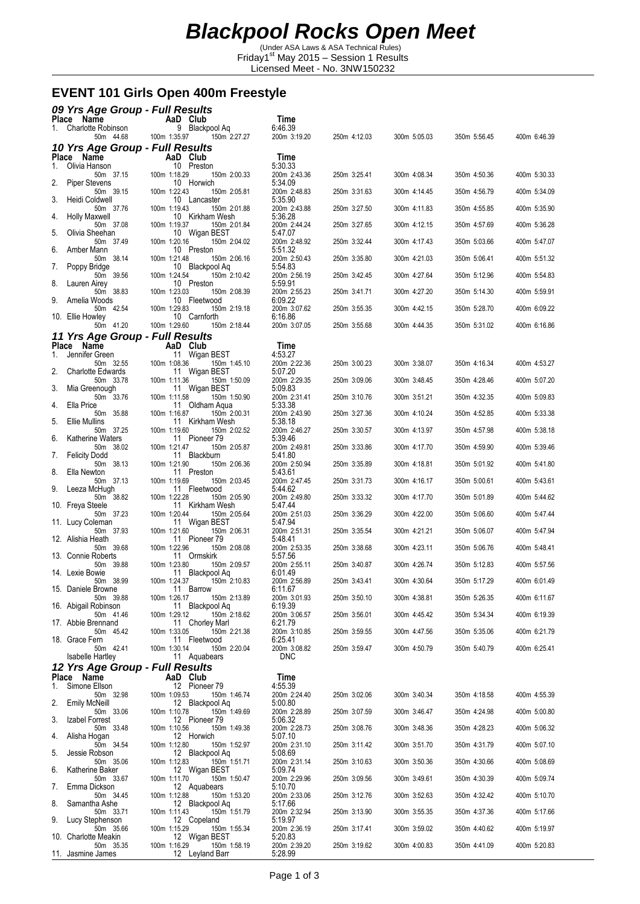# Blackpool Rocks Open Meet

(Under ASA Laws & ASA Technical Rules)
Friday1[st] May 2015 – Session 1 Results
Licensed Meet - No. 3NW150232

## EVENT 101 Girls Open 400m Freestyle

### 09 Yrs Age Group - Full Results

| Place | Name | AaD | Club | Time | | | | | |
|---|---|---|---|---|---|---|---|---|---|
| 1. | Charlotte Robinson | 9 | Blackpool Aq | 6:46.39 | | | | | |
| | 50m 44.68 | 100m 1:35.97 | 150m 2:27.27 | 200m 3:19.20 | 250m 4:12.03 | 300m 5:05.03 | 350m 5:56.45 | 400m 6:46.39 | |

### 10 Yrs Age Group - Full Results

| Place | Name | AaD | Club | Time | | | | |
|---|---|---|---|---|---|---|---|---|
| 1. | Olivia Hanson | 10 | Preston | 5:30.33 | | | | |
| | 50m 37.15 | 100m 1:18.29 | 150m 2:00.33 | 200m 2:43.36 | 250m 3:25.41 | 300m 4:08.34 | 350m 4:50.36 | 400m 5:30.33 |
| 2. | Piper Stevens | 10 | Horwich | 5:34.09 | | | | |
| | 50m 39.15 | 100m 1:22.43 | 150m 2:05.81 | 200m 2:48.83 | 250m 3:31.63 | 300m 4:14.45 | 350m 4:56.79 | 400m 5:34.09 |
| 3. | Heidi Coldwell | 10 | Lancaster | 5:35.90 | | | | |
| | 50m 37.76 | 100m 1:19.43 | 150m 2:01.88 | 200m 2:43.88 | 250m 3:27.50 | 300m 4:11.83 | 350m 4:55.85 | 400m 5:35.90 |
| 4. | Holly Maxwell | 10 | Kirkham Wesh | 5:36.28 | | | | |
| | 50m 37.08 | 100m 1:19.37 | 150m 2:01.84 | 200m 2:44.24 | 250m 3:27.65 | 300m 4:12.15 | 350m 4:57.69 | 400m 5:36.28 |
| 5. | Olivia Sheehan | 10 | Wigan BEST | 5:47.07 | | | | |
| | 50m 37.49 | 100m 1:20.16 | 150m 2:04.02 | 200m 2:48.92 | 250m 3:32.44 | 300m 4:17.43 | 350m 5:03.66 | 400m 5:47.07 |
| 6. | Amber Mann | 10 | Preston | 5:51.32 | | | | |
| | 50m 38.14 | 100m 1:21.48 | 150m 2:06.16 | 200m 2:50.43 | 250m 3:35.80 | 300m 4:21.03 | 350m 5:06.41 | 400m 5:51.32 |
| 7. | Poppy Bridge | 10 | Blackpool Aq | 5:54.83 | | | | |
| | 50m 39.56 | 100m 1:24.54 | 150m 2:10.42 | 200m 2:56.19 | 250m 3:42.45 | 300m 4:27.64 | 350m 5:12.96 | 400m 5:54.83 |
| 8. | Lauren Airey | 10 | Preston | 5:59.91 | | | | |
| | 50m 38.83 | 100m 1:23.03 | 150m 2:08.39 | 200m 2:55.23 | 250m 3:41.71 | 300m 4:27.20 | 350m 5:14.30 | 400m 5:59.91 |
| 9. | Amelia Woods | 10 | Fleetwood | 6:09.22 | | | | |
| | 50m 42.54 | 100m 1:29.83 | 150m 2:19.18 | 200m 3:07.62 | 250m 3:55.35 | 300m 4:42.15 | 350m 5:28.70 | 400m 6:09.22 |
| 10. | Ellie Howley | 10 | Carnforth | 6:16.86 | | | | |
| | 50m 41.20 | 100m 1:29.60 | 150m 2:18.44 | 200m 3:07.05 | 250m 3:55.68 | 300m 4:44.35 | 350m 5:31.02 | 400m 6:16.86 |

### 11 Yrs Age Group - Full Results

| Place | Name | AaD | Club | Time | | | | |
|---|---|---|---|---|---|---|---|---|
| 1. | Jennifer Green | 11 | Wigan BEST | 4:53.27 | | | | |
| | 50m 32.55 | 100m 1:08.36 | 150m 1:45.10 | 200m 2:22.36 | 250m 3:00.23 | 300m 3:38.07 | 350m 4:16.34 | 400m 4:53.27 |
| 2. | Charlotte Edwards | 11 | Wigan BEST | 5:07.20 | | | | |
| | 50m 33.78 | 100m 1:11.36 | 150m 1:50.09 | 200m 2:29.35 | 250m 3:09.06 | 300m 3:48.45 | 350m 4:28.46 | 400m 5:07.20 |
| 3. | Mia Greenough | 11 | Wigan BEST | 5:09.83 | | | | |
| | 50m 33.76 | 100m 1:11.58 | 150m 1:50.90 | 200m 2:31.41 | 250m 3:10.76 | 300m 3:51.21 | 350m 4:32.35 | 400m 5:09.83 |
| 4. | Ella Price | 11 | Oldham Aqua | 5:33.38 | | | | |
| | 50m 35.88 | 100m 1:16.87 | 150m 2:00.31 | 200m 2:43.90 | 250m 3:27.36 | 300m 4:10.24 | 350m 4:52.85 | 400m 5:33.38 |
| 5. | Ellie Mullins | 11 | Kirkham Wesh | 5:38.18 | | | | |
| | 50m 37.25 | 100m 1:19.60 | 150m 2:02.52 | 200m 2:46.27 | 250m 3:30.57 | 300m 4:13.97 | 350m 4:57.98 | 400m 5:38.18 |
| 6. | Katherine Waters | 11 | Pioneer 79 | 5:39.46 | | | | |
| | 50m 38.02 | 100m 1:21.47 | 150m 2:05.87 | 200m 2:49.81 | 250m 3:33.86 | 300m 4:17.70 | 350m 4:59.90 | 400m 5:39.46 |
| 7. | Felicity Dodd | 11 | Blackburn | 5:41.80 | | | | |
| | 50m 38.13 | 100m 1:21.90 | 150m 2:06.36 | 200m 2:50.94 | 250m 3:35.89 | 300m 4:18.81 | 350m 5:01.92 | 400m 5:41.80 |
| 8. | Ella Newton | 11 | Preston | 5:43.61 | | | | |
| | 50m 37.13 | 100m 1:19.69 | 150m 2:03.45 | 200m 2:47.45 | 250m 3:31.73 | 300m 4:16.17 | 350m 5:00.61 | 400m 5:43.61 |
| 9. | Leeza McHugh | 11 | Fleetwood | 5:44.62 | | | | |
| | 50m 38.82 | 100m 1:22.28 | 150m 2:05.90 | 200m 2:49.80 | 250m 3:33.32 | 300m 4:17.70 | 350m 5:01.89 | 400m 5:44.62 |
| 10. | Freya Steele | 11 | Kirkham Wesh | 5:47.44 | | | | |
| | 50m 37.23 | 100m 1:20.44 | 150m 2:05.64 | 200m 2:51.03 | 250m 3:36.29 | 300m 4:22.00 | 350m 5:06.60 | 400m 5:47.44 |
| 11. | Lucy Coleman | 11 | Wigan BEST | 5:47.94 | | | | |
| | 50m 37.93 | 100m 1:21.60 | 150m 2:06.31 | 200m 2:51.31 | 250m 3:35.54 | 300m 4:21.21 | 350m 5:06.07 | 400m 5:47.94 |
| 12. | Alishia Heath | 11 | Pioneer 79 | 5:48.41 | | | | |
| | 50m 39.68 | 100m 1:22.96 | 150m 2:08.08 | 200m 2:53.35 | 250m 3:38.68 | 300m 4:23.11 | 350m 5:06.76 | 400m 5:48.41 |
| 13. | Connie Roberts | 11 | Ormskirk | 5:57.56 | | | | |
| | 50m 39.88 | 100m 1:23.80 | 150m 2:09.57 | 200m 2:55.11 | 250m 3:40.87 | 300m 4:26.74 | 350m 5:12.83 | 400m 5:57.56 |
| 14. | Lexie Bowie | 11 | Blackpool Aq | 6:01.49 | | | | |
| | 50m 38.99 | 100m 1:24.37 | 150m 2:10.83 | 200m 2:56.89 | 250m 3:43.41 | 300m 4:30.64 | 350m 5:17.29 | 400m 6:01.49 |
| 15. | Daniele Browne | 11 | Barrow | 6:11.67 | | | | |
| | 50m 39.88 | 100m 1:26.17 | 150m 2:13.89 | 200m 3:01.93 | 250m 3:50.10 | 300m 4:38.81 | 350m 5:26.35 | 400m 6:11.67 |
| 16. | Abigail Robinson | 11 | Blackpool Aq | 6:19.39 | | | | |
| | 50m 41.46 | 100m 1:29.12 | 150m 2:18.62 | 200m 3:06.57 | 250m 3:56.01 | 300m 4:45.42 | 350m 5:34.34 | 400m 6:19.39 |
| 17. | Abbie Brennand | 11 | Chorley Marl | 6:21.79 | | | | |
| | 50m 45.42 | 100m 1:33.05 | 150m 2:21.38 | 200m 3:10.85 | 250m 3:59.55 | 300m 4:47.56 | 350m 5:35.06 | 400m 6:21.79 |
| 18. | Grace Fern | 11 | Fleetwood | 6:25.41 | | | | |
| | 50m 42.41 | 100m 1:30.14 | 150m 2:20.04 | 200m 3:08.82 | 250m 3:59.47 | 300m 4:50.79 | 350m 5:40.79 | 400m 6:25.41 |
| | Isabelle Hartley | 11 | Aquabears | DNC | | | | |

### 12 Yrs Age Group - Full Results

| Place | Name | AaD | Club | Time | | | | |
|---|---|---|---|---|---|---|---|---|
| 1. | Simone Ellson | 12 | Pioneer 79 | 4:55.39 | | | | |
| | 50m 32.98 | 100m 1:09.53 | 150m 1:46.74 | 200m 2:24.40 | 250m 3:02.06 | 300m 3:40.34 | 350m 4:18.58 | 400m 4:55.39 |
| 2. | Emily McNeill | 12 | Blackpool Aq | 5:00.80 | | | | |
| | 50m 33.06 | 100m 1:10.78 | 150m 1:49.69 | 200m 2:28.89 | 250m 3:07.59 | 300m 3:46.47 | 350m 4:24.98 | 400m 5:00.80 |
| 3. | Izabel Forrest | 12 | Pioneer 79 | 5:06.32 | | | | |
| | 50m 33.48 | 100m 1:10.56 | 150m 1:49.38 | 200m 2:28.73 | 250m 3:08.76 | 300m 3:48.36 | 350m 4:28.23 | 400m 5:06.32 |
| 4. | Alisha Hogan | 12 | Horwich | 5:07.10 | | | | |
| | 50m 34.54 | 100m 1:12.80 | 150m 1:52.97 | 200m 2:31.10 | 250m 3:11.42 | 300m 3:51.70 | 350m 4:31.79 | 400m 5:07.10 |
| 5. | Jessie Robson | 12 | Blackpool Aq | 5:08.69 | | | | |
| | 50m 35.06 | 100m 1:12.83 | 150m 1:51.71 | 200m 2:31.14 | 250m 3:10.63 | 300m 3:50.36 | 350m 4:30.66 | 400m 5:08.69 |
| 6. | Katherine Baker | 12 | Wigan BEST | 5:09.74 | | | | |
| | 50m 33.67 | 100m 1:11.70 | 150m 1:50.47 | 200m 2:29.96 | 250m 3:09.56 | 300m 3:49.61 | 350m 4:30.39 | 400m 5:09.74 |
| 7. | Emma Dickson | 12 | Aquabears | 5:10.70 | | | | |
| | 50m 34.45 | 100m 1:12.88 | 150m 1:53.20 | 200m 2:33.06 | 250m 3:12.76 | 300m 3:52.63 | 350m 4:32.42 | 400m 5:10.70 |
| 8. | Samantha Ashe | 12 | Blackpool Aq | 5:17.66 | | | | |
| | 50m 33.71 | 100m 1:11.43 | 150m 1:51.79 | 200m 2:32.94 | 250m 3:13.90 | 300m 3:55.35 | 350m 4:37.36 | 400m 5:17.66 |
| 9. | Lucy Stephenson | 12 | Copeland | 5:19.97 | | | | |
| | 50m 35.66 | 100m 1:15.29 | 150m 1:55.34 | 200m 2:36.19 | 250m 3:17.41 | 300m 3:59.02 | 350m 4:40.62 | 400m 5:19.97 |
| 10. | Charlotte Meakin | 12 | Wigan BEST | 5:20.83 | | | | |
| | 50m 35.35 | 100m 1:16.29 | 150m 1:58.19 | 200m 2:39.20 | 250m 3:19.62 | 300m 4:00.83 | 350m 4:41.09 | 400m 5:20.83 |
| 11. | Jasmine James | 12 | Leyland Barr | 5:28.99 | | | | |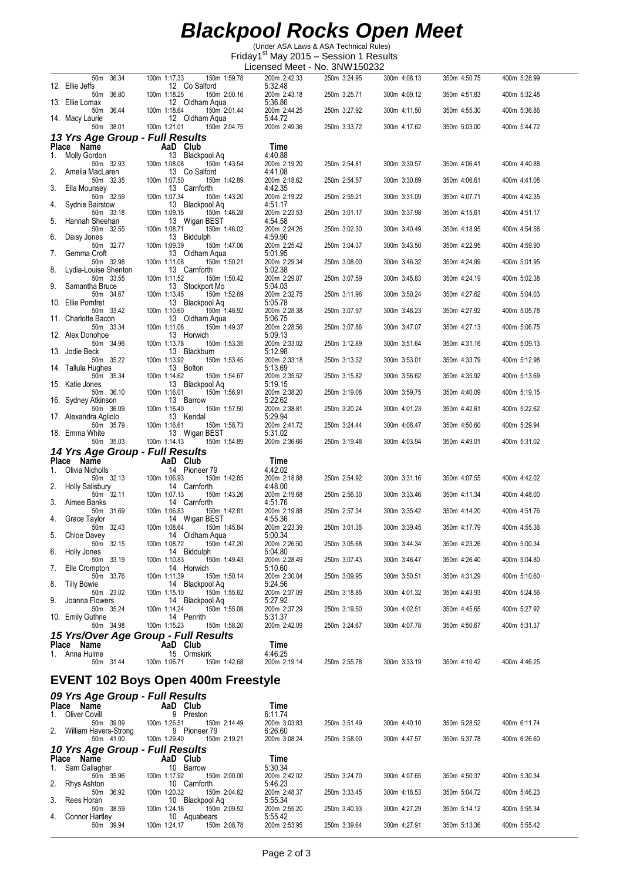# Blackpool Rocks Open Meet

(Under ASA Laws & ASA Technical Rules)
Friday1[st] May 2015 – Session 1 Results
Licensed Meet - No. 3NW150232

| Place | Name | AaD | Club | Time | | | | |
|---|---|---|---|---|---|---|---|---|
| | 50m 36.34 | 100m 1:17.33 | 150m 1:59.78 | 200m 2:42.33 | 250m 3:24.95 | 300m 4:08.13 | 350m 4:50.75 | 400m 5:28.99 |
| 12. | Ellie Jeffs | 12 | Co Salford | 5:32.48 | | | | |
| | 50m 36.80 | 100m 1:18.25 | 150m 2:00.16 | 200m 2:43.18 | 250m 3:25.71 | 300m 4:09.12 | 350m 4:51.83 | 400m 5:32.48 |
| 13. | Ellie Lomax | 12 | Oldham Aqua | 5:36.86 | | | | |
| | 50m 36.44 | 100m 1:18.64 | 150m 2:01.44 | 200m 2:44.25 | 250m 3:27.92 | 300m 4:11.50 | 350m 4:55.30 | 400m 5:36.86 |
| 14. | Macy Laurie | 12 | Oldham Aqua | 5:44.72 | | | | |
| | 50m 38.01 | 100m 1:21.01 | 150m 2:04.75 | 200m 2:49.36 | 250m 3:33.72 | 300m 4:17.62 | 350m 5:03.00 | 400m 5:44.72 |

### *13 Yrs Age Group - Full Results*

| Place | Name | AaD | Club | Time | | | | |
|---|---|---|---|---|---|---|---|---|
| 1. | Molly Gordon | 13 | Blackpool Aq | 4:40.88 | | | | |
| | 50m 32.93 | 100m 1:08.08 | 150m 1:43.54 | 200m 2:19.20 | 250m 2:54.81 | 300m 3:30.57 | 350m 4:06.41 | 400m 4:40.88 |
| 2. | Amelia MacLaren | 13 | Co Salford | 4:41.08 | | | | |
| | 50m 32.35 | 100m 1:07.50 | 150m 1:42.89 | 200m 2:18.62 | 250m 2:54.57 | 300m 3:30.89 | 350m 4:06.61 | 400m 4:41.08 |
| 3. | Ella Mounsey | 13 | Carnforth | 4:42.35 | | | | |
| | 50m 32.59 | 100m 1:07.34 | 150m 1:43.20 | 200m 2:19.22 | 250m 2:55.21 | 300m 3:31.09 | 350m 4:07.71 | 400m 4:42.35 |
| 4. | Sydnie Bairstow | 13 | Blackpool Aq | 4:51.17 | | | | |
| | 50m 33.18 | 100m 1:09.15 | 150m 1:46.28 | 200m 2:23.53 | 250m 3:01.17 | 300m 3:37.98 | 350m 4:15.61 | 400m 4:51.17 |
| 5. | Hannah Sheehan | 13 | Wigan BEST | 4:54.58 | | | | |
| | 50m 32.55 | 100m 1:08.71 | 150m 1:46.02 | 200m 2:24.26 | 250m 3:02.30 | 300m 3:40.49 | 350m 4:18.95 | 400m 4:54.58 |
| 6. | Daisy Jones | 13 | Biddulph | 4:59.90 | | | | |
| | 50m 32.77 | 100m 1:09.39 | 150m 1:47.06 | 200m 2:25.42 | 250m 3:04.37 | 300m 3:43.50 | 350m 4:22.95 | 400m 4:59.90 |
| 7. | Gemma Croft | 13 | Oldham Aqua | 5:01.95 | | | | |
| | 50m 32.98 | 100m 1:11.08 | 150m 1:50.21 | 200m 2:29.34 | 250m 3:08.00 | 300m 3:46.32 | 350m 4:24.99 | 400m 5:01.95 |
| 8. | Lydia-Louise Shenton | 13 | Carnforth | 5:02.38 | | | | |
| | 50m 33.55 | 100m 1:11.52 | 150m 1:50.42 | 200m 2:29.07 | 250m 3:07.59 | 300m 3:45.83 | 350m 4:24.19 | 400m 5:02.38 |
| 9. | Samantha Bruce | 13 | Stockport Mo | 5:04.03 | | | | |
| | 50m 34.67 | 100m 1:13.45 | 150m 1:52.69 | 200m 2:32.75 | 250m 3:11.96 | 300m 3:50.24 | 350m 4:27.62 | 400m 5:04.03 |
| 10. | Ellie Pomfret | 13 | Blackpool Aq | 5:05.78 | | | | |
| | 50m 33.42 | 100m 1:10.60 | 150m 1:48.92 | 200m 2:28.38 | 250m 3:07.97 | 300m 3:48.23 | 350m 4:27.92 | 400m 5:05.78 |
| 11. | Charlotte Bacon | 13 | Oldham Aqua | 5:06.75 | | | | |
| | 50m 33.34 | 100m 1:11.06 | 150m 1:49.37 | 200m 2:28.56 | 250m 3:07.86 | 300m 3:47.07 | 350m 4:27.13 | 400m 5:06.75 |
| 12. | Alex Donohoe | 13 | Horwich | 5:09.13 | | | | |
| | 50m 34.96 | 100m 1:13.78 | 150m 1:53.35 | 200m 2:33.02 | 250m 3:12.89 | 300m 3:51.64 | 350m 4:31.16 | 400m 5:09.13 |
| 13. | Jodie Beck | 13 | Blackburn | 5:12.98 | | | | |
| | 50m 35.22 | 100m 1:13.92 | 150m 1:53.45 | 200m 2:33.18 | 250m 3:13.32 | 300m 3:53.01 | 350m 4:33.79 | 400m 5:12.98 |
| 14. | Tallula Hughes | 13 | Bolton | 5:13.69 | | | | |
| | 50m 35.34 | 100m 1:14.62 | 150m 1:54.67 | 200m 2:35.52 | 250m 3:15.82 | 300m 3:56.62 | 350m 4:35.92 | 400m 5:13.69 |
| 15. | Katie Jones | 13 | Blackpool Aq | 5:19.15 | | | | |
| | 50m 36.10 | 100m 1:16.01 | 150m 1:56.91 | 200m 2:38.20 | 250m 3:19.08 | 300m 3:59.75 | 350m 4:40.09 | 400m 5:19.15 |
| 16. | Sydney Atkinson | 13 | Barrow | 5:22.62 | | | | |
| | 50m 36.09 | 100m 1:16.40 | 150m 1:57.50 | 200m 2:38.81 | 250m 3:20.24 | 300m 4:01.23 | 350m 4:42.61 | 400m 5:22.62 |
| 17. | Alexandra Agliolo | 13 | Kendal | 5:29.94 | | | | |
| | 50m 35.79 | 100m 1:16.61 | 150m 1:58.73 | 200m 2:41.72 | 250m 3:24.44 | 300m 4:08.47 | 350m 4:50.60 | 400m 5:29.94 |
| 18. | Emma White | 13 | Wigan BEST | 5:31.02 | | | | |
| | 50m 35.03 | 100m 1:14.13 | 150m 1:54.89 | 200m 2:36.66 | 250m 3:19.48 | 300m 4:03.94 | 350m 4:49.01 | 400m 5:31.02 |

### *14 Yrs Age Group - Full Results*

| Place | Name | AaD | Club | Time | | | | |
|---|---|---|---|---|---|---|---|---|
| 1. | Olivia Nicholls | 14 | Pioneer 79 | 4:42.02 | | | | |
| | 50m 32.13 | 100m 1:06.93 | 150m 1:42.85 | 200m 2:18.88 | 250m 2:54.92 | 300m 3:31.16 | 350m 4:07.55 | 400m 4:42.02 |
| 2. | Holly Salisbury | 14 | Carnforth | 4:48.00 | | | | |
| | 50m 32.11 | 100m 1:07.13 | 150m 1:43.26 | 200m 2:19.68 | 250m 2:56.30 | 300m 3:33.46 | 350m 4:11.34 | 400m 4:48.00 |
| 3. | Aimee Banks | 14 | Carnforth | 4:51.76 | | | | |
| | 50m 31.69 | 100m 1:06.83 | 150m 1:42.81 | 200m 2:19.88 | 250m 2:57.34 | 300m 3:35.42 | 350m 4:14.20 | 400m 4:51.76 |
| 4. | Grace Taylor | 14 | Wigan BEST | 4:55.36 | | | | |
| | 50m 32.43 | 100m 1:08.64 | 150m 1:45.84 | 200m 2:23.39 | 250m 3:01.35 | 300m 3:39.45 | 350m 4:17.79 | 400m 4:55.36 |
| 5. | Chloe Davey | 14 | Oldham Aqua | 5:00.34 | | | | |
| | 50m 32.15 | 100m 1:08.72 | 150m 1:47.20 | 200m 2:26.50 | 250m 3:05.68 | 300m 3:44.34 | 350m 4:23.26 | 400m 5:00.34 |
| 6. | Holly Jones | 14 | Biddulph | 5:04.80 | | | | |
| | 50m 33.19 | 100m 1:10.83 | 150m 1:49.43 | 200m 2:28.49 | 250m 3:07.43 | 300m 3:46.47 | 350m 4:26.40 | 400m 5:04.80 |
| 7. | Elle Crompton | 14 | Horwich | 5:10.60 | | | | |
| | 50m 33.76 | 100m 1:11.39 | 150m 1:50.14 | 200m 2:30.04 | 250m 3:09.95 | 300m 3:50.51 | 350m 4:31.29 | 400m 5:10.60 |
| 8. | Tilly Bowie | 14 | Blackpool Aq | 5:24.56 | | | | |
| | 50m 23.02 | 100m 1:15.10 | 150m 1:55.62 | 200m 2:37.09 | 250m 3:18.85 | 300m 4:01.32 | 350m 4:43.93 | 400m 5:24.56 |
| 9. | Joanna Flowers | 14 | Blackpool Aq | 5:27.92 | | | | |
| | 50m 35.24 | 100m 1:14.24 | 150m 1:55.09 | 200m 2:37.29 | 250m 3:19.50 | 300m 4:02.51 | 350m 4:45.65 | 400m 5:27.92 |
| 10. | Emily Guthrie | 14 | Penrith | 5:31.37 | | | | |
| | 50m 34.98 | 100m 1:15.23 | 150m 1:58.20 | 200m 2:42.09 | 250m 3:24.67 | 300m 4:07.78 | 350m 4:50.67 | 400m 5:31.37 |

### *15 Yrs/Over Age Group - Full Results*

| Place | Name | AaD | Club | Time | | | | |
|---|---|---|---|---|---|---|---|---|
| 1. | Anna Hulme | 15 | Ormskirk | 4:46.25 | | | | |
| | 50m 31.44 | 100m 1:06.71 | 150m 1:42.68 | 200m 2:19.14 | 250m 2:55.78 | 300m 3:33.19 | 350m 4:10.42 | 400m 4:46.25 |

## EVENT 102 Boys Open 400m Freestyle

### *09 Yrs Age Group - Full Results*

| Place | Name | AaD | Club | Time | | | | |
|---|---|---|---|---|---|---|---|---|
| 1. | Oliver Covill | 9 | Preston | 6:11.74 | | | | |
| | 50m 39.09 | 100m 1:26.51 | 150m 2:14.49 | 200m 3:03.83 | 250m 3:51.49 | 300m 4:40.10 | 350m 5:28.52 | 400m 6:11.74 |
| 2. | William Havers-Strong | 9 | Pioneer 79 | 6:26.60 | | | | |
| | 50m 41.00 | 100m 1:29.40 | 150m 2:19.21 | 200m 3:08.24 | 250m 3:58.00 | 300m 4:47.57 | 350m 5:37.78 | 400m 6:26.60 |

### *10 Yrs Age Group - Full Results*

| Place | Name | AaD | Club | Time | | | | |
|---|---|---|---|---|---|---|---|---|
| 1. | Sam Gallagher | 10 | Barrow | 5:30.34 | | | | |
| | 50m 35.96 | 100m 1:17.92 | 150m 2:00.00 | 200m 2:42.02 | 250m 3:24.70 | 300m 4:07.65 | 350m 4:50.37 | 400m 5:30.34 |
| 2. | Rhys Ashton | 10 | Carnforth | 5:46.23 | | | | |
| | 50m 36.92 | 100m 1:20.32 | 150m 2:04.62 | 200m 2:48.37 | 250m 3:33.45 | 300m 4:18.53 | 350m 5:04.72 | 400m 5:46.23 |
| 3. | Rees Horan | 10 | Blackpool Aq | 5:55.34 | | | | |
| | 50m 38.59 | 100m 1:24.16 | 150m 2:09.52 | 200m 2:55.20 | 250m 3:40.93 | 300m 4:27.29 | 350m 5:14.12 | 400m 5:55.34 |
| 4. | Connor Hartley | 10 | Aquabears | 5:55.42 | | | | |
| | 50m 39.94 | 100m 1:24.17 | 150m 2:08.78 | 200m 2:53.95 | 250m 3:39.64 | 300m 4:27.91 | 350m 5:13.36 | 400m 5:55.42 |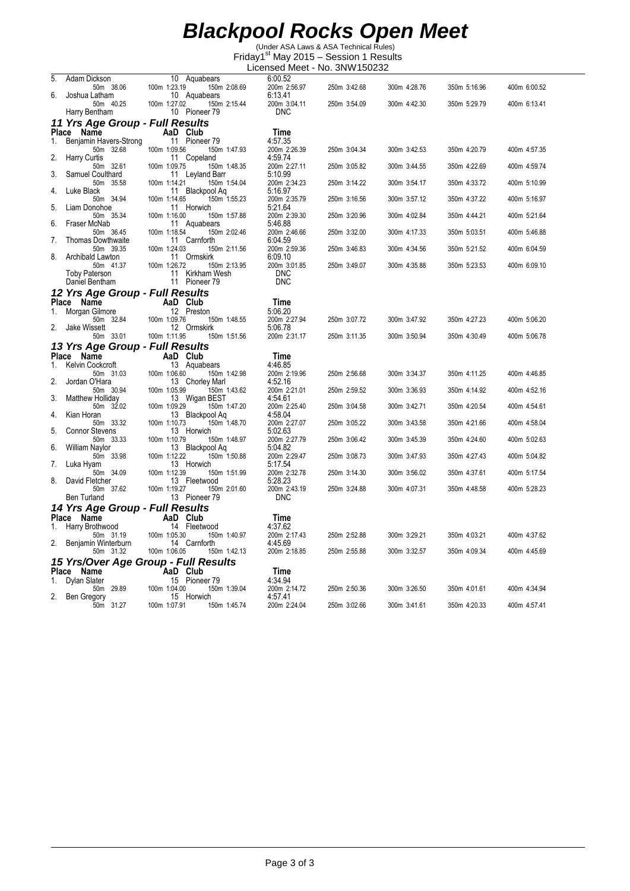# Blackpool Rocks Open Meet

(Under ASA Laws & ASA Technical Rules)
Friday1[st] May 2015 – Session 1 Results
Licensed Meet - No. 3NW150232

| Place | Name | AaD | Club | Time | | | | | |
|---|---|---|---|---|---|---|---|---|---|
| 5. | Adam Dickson | 10 | Aquabears | 6:00.52 | | | | | |
| | 50m 38.06 | 100m 1:23.19 | 150m 2:08.69 | 200m 2:56.97 | 250m 3:42.68 | 300m 4:28.76 | 350m 5:16.96 | 400m 6:00.52 | |
| 6. | Joshua Latham | 10 | Aquabears | 6:13.41 | | | | | |
| | 50m 40.25 | 100m 1:27.02 | 150m 2:15.44 | 200m 3:04.11 | 250m 3:54.09 | 300m 4:42.30 | 350m 5:29.79 | 400m 6:13.41 | |
| | Harry Bentham | 10 | Pioneer 79 | DNC | | | | | |

## 11 Yrs Age Group - Full Results

| Place | Name | AaD | Club | Time | | | | | |
|---|---|---|---|---|---|---|---|---|---|
| 1. | Benjamin Havers-Strong | 11 | Pioneer 79 | 4:57.35 | | | | | |
| | 50m 32.68 | 100m 1:09.56 | 150m 1:47.93 | 200m 2:26.39 | 250m 3:04.34 | 300m 3:42.53 | 350m 4:20.79 | 400m 4:57.35 | |
| 2. | Harry Curtis | 11 | Copeland | 4:59.74 | | | | | |
| | 50m 32.61 | 100m 1:09.75 | 150m 1:48.35 | 200m 2:27.11 | 250m 3:05.82 | 300m 3:44.55 | 350m 4:22.69 | 400m 4:59.74 | |
| 3. | Samuel Coulthard | 11 | Leyland Barr | 5:10.99 | | | | | |
| | 50m 35.58 | 100m 1:14.21 | 150m 1:54.04 | 200m 2:34.23 | 250m 3:14.22 | 300m 3:54.17 | 350m 4:33.72 | 400m 5:10.99 | |
| 4. | Luke Black | 11 | Blackpool Aq | 5:16.97 | | | | | |
| | 50m 34.94 | 100m 1:14.65 | 150m 1:55.23 | 200m 2:35.79 | 250m 3:16.56 | 300m 3:57.12 | 350m 4:37.22 | 400m 5:16.97 | |
| 5. | Liam Donohoe | 11 | Horwich | 5:21.64 | | | | | |
| | 50m 35.34 | 100m 1:16.00 | 150m 1:57.88 | 200m 2:39.30 | 250m 3:20.96 | 300m 4:02.84 | 350m 4:44.21 | 400m 5:21.64 | |
| 6. | Fraser McNab | 11 | Aquabears | 5:46.88 | | | | | |
| | 50m 36.45 | 100m 1:18.54 | 150m 2:02.46 | 200m 2:46.66 | 250m 3:32.00 | 300m 4:17.33 | 350m 5:03.51 | 400m 5:46.88 | |
| 7. | Thomas Dowthwaite | 11 | Carnforth | 6:04.59 | | | | | |
| | 50m 39.35 | 100m 1:24.03 | 150m 2:11.56 | 200m 2:59.36 | 250m 3:46.83 | 300m 4:34.56 | 350m 5:21.52 | 400m 6:04.59 | |
| 8. | Archibald Lawton | 11 | Ormskirk | 6:09.10 | | | | | |
| | 50m 41.37 | 100m 1:26.72 | 150m 2:13.95 | 200m 3:01.85 | 250m 3:49.07 | 300m 4:35.88 | 350m 5:23.53 | 400m 6:09.10 | |
| | Toby Paterson | 11 | Kirkham Wesh | DNC | | | | | |
| | Daniel Bentham | 11 | Pioneer 79 | DNC | | | | | |

## 12 Yrs Age Group - Full Results

| Place | Name | AaD | Club | Time | | | | | |
|---|---|---|---|---|---|---|---|---|---|
| 1. | Morgan Gilmore | 12 | Preston | 5:06.20 | | | | | |
| | 50m 32.84 | 100m 1:09.76 | 150m 1:48.55 | 200m 2:27.94 | 250m 3:07.72 | 300m 3:47.92 | 350m 4:27.23 | 400m 5:06.20 | |
| 2. | Jake Wissett | 12 | Ormskirk | 5:06.78 | | | | | |
| | 50m 33.01 | 100m 1:11.95 | 150m 1:51.56 | 200m 2:31.17 | 250m 3:11.35 | 300m 3:50.94 | 350m 4:30.49 | 400m 5:06.78 | |

## 13 Yrs Age Group - Full Results

| Place | Name | AaD | Club | Time | | | | | |
|---|---|---|---|---|---|---|---|---|---|
| 1. | Kelvin Cockcroft | 13 | Aquabears | 4:46.85 | | | | | |
| | 50m 31.03 | 100m 1:06.60 | 150m 1:42.98 | 200m 2:19.96 | 250m 2:56.68 | 300m 3:34.37 | 350m 4:11.25 | 400m 4:46.85 | |
| 2. | Jordan O'Hara | 13 | Chorley Marl | 4:52.16 | | | | | |
| | 50m 30.94 | 100m 1:05.99 | 150m 1:43.62 | 200m 2:21.01 | 250m 2:59.52 | 300m 3:36.93 | 350m 4:14.92 | 400m 4:52.16 | |
| 3. | Matthew Holliday | 13 | Wigan BEST | 4:54.61 | | | | | |
| | 50m 32.02 | 100m 1:09.29 | 150m 1:47.20 | 200m 2:25.40 | 250m 3:04.58 | 300m 3:42.71 | 350m 4:20.54 | 400m 4:54.61 | |
| 4. | Kian Horan | 13 | Blackpool Aq | 4:58.04 | | | | | |
| | 50m 33.32 | 100m 1:10.73 | 150m 1:48.70 | 200m 2:27.07 | 250m 3:05.22 | 300m 3:43.58 | 350m 4:21.66 | 400m 4:58.04 | |
| 5. | Connor Stevens | 13 | Horwich | 5:02.63 | | | | | |
| | 50m 33.33 | 100m 1:10.79 | 150m 1:48.97 | 200m 2:27.79 | 250m 3:06.42 | 300m 3:45.39 | 350m 4:24.60 | 400m 5:02.63 | |
| 6. | William Naylor | 13 | Blackpool Aq | 5:04.82 | | | | | |
| | 50m 33.98 | 100m 1:12.22 | 150m 1:50.88 | 200m 2:29.47 | 250m 3:08.73 | 300m 3:47.93 | 350m 4:27.43 | 400m 5:04.82 | |
| 7. | Luka Hyam | 13 | Horwich | 5:17.54 | | | | | |
| | 50m 34.09 | 100m 1:12.39 | 150m 1:51.99 | 200m 2:32.78 | 250m 3:14.30 | 300m 3:56.02 | 350m 4:37.61 | 400m 5:17.54 | |
| 8. | David Fletcher | 13 | Fleetwood | 5:28.23 | | | | | |
| | 50m 37.62 | 100m 1:19.27 | 150m 2:01.60 | 200m 2:43.19 | 250m 3:24.88 | 300m 4:07.31 | 350m 4:48.58 | 400m 5:28.23 | |
| | Ben Turland | 13 | Pioneer 79 | DNC | | | | | |

## 14 Yrs Age Group - Full Results

| Place | Name | AaD | Club | Time | | | | | |
|---|---|---|---|---|---|---|---|---|---|
| 1. | Harry Brothwood | 14 | Fleetwood | 4:37.62 | | | | | |
| | 50m 31.19 | 100m 1:05.30 | 150m 1:40.97 | 200m 2:17.43 | 250m 2:52.88 | 300m 3:29.21 | 350m 4:03.21 | 400m 4:37.62 | |
| 2. | Benjamin Winterburn | 14 | Carnforth | 4:45.69 | | | | | |
| | 50m 31.32 | 100m 1:06.05 | 150m 1:42.13 | 200m 2:18.85 | 250m 2:55.88 | 300m 3:32.57 | 350m 4:09.34 | 400m 4:45.69 | |

## 15 Yrs/Over Age Group - Full Results

| Place | Name | AaD | Club | Time | | | | | |
|---|---|---|---|---|---|---|---|---|---|
| 1. | Dylan Slater | 15 | Pioneer 79 | 4:34.94 | | | | | |
| | 50m 29.89 | 100m 1:04.00 | 150m 1:39.04 | 200m 2:14.72 | 250m 2:50.36 | 300m 3:26.50 | 350m 4:01.61 | 400m 4:34.94 | |
| 2. | Ben Gregory | 15 | Horwich | 4:57.41 | | | | | |
| | 50m 31.27 | 100m 1:07.91 | 150m 1:45.74 | 200m 2:24.04 | 250m 3:02.66 | 300m 3:41.61 | 350m 4:20.33 | 400m 4:57.41 | |